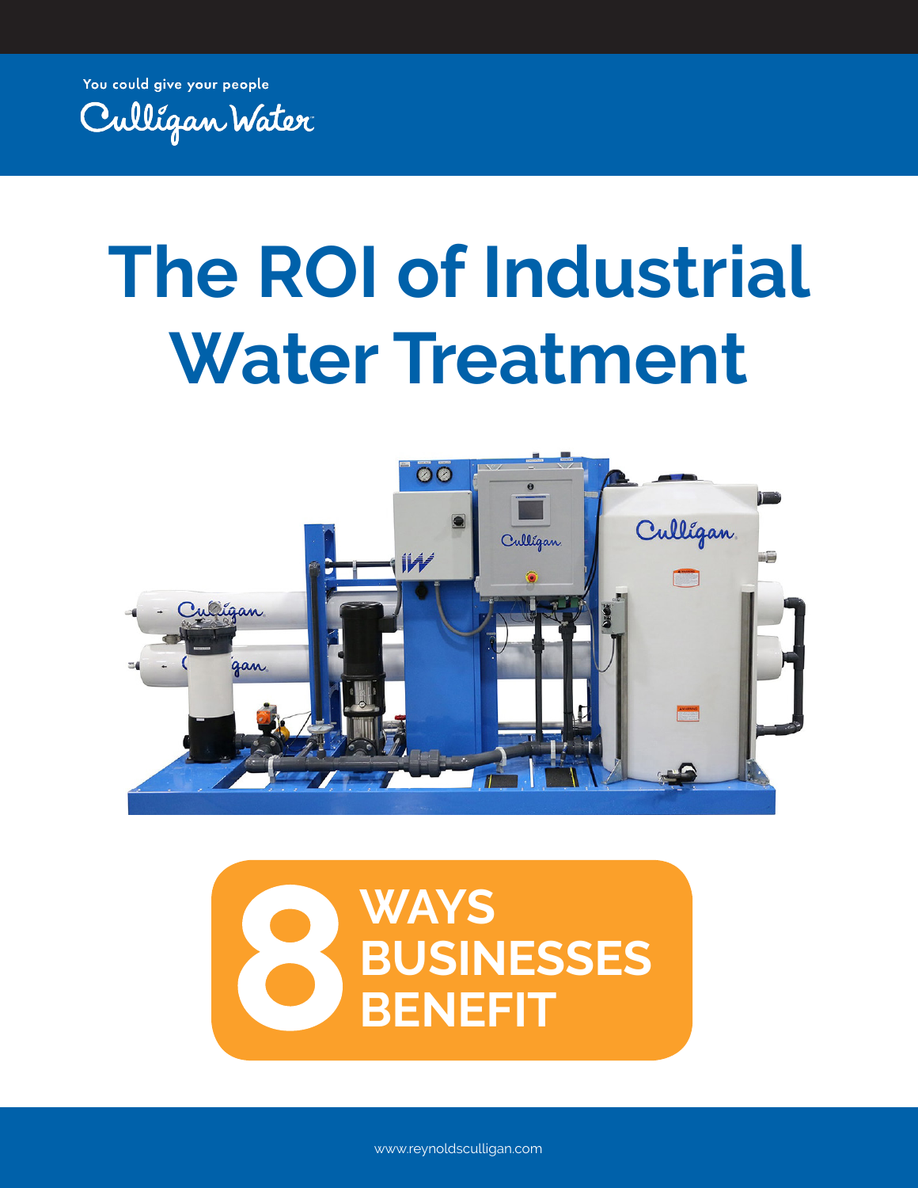You could give your people

Culligan Water

# The ROI of Industrial Water Treatment

## 8 WAYS BUSINESSES BENEFIT

www.reynoldsculligan.com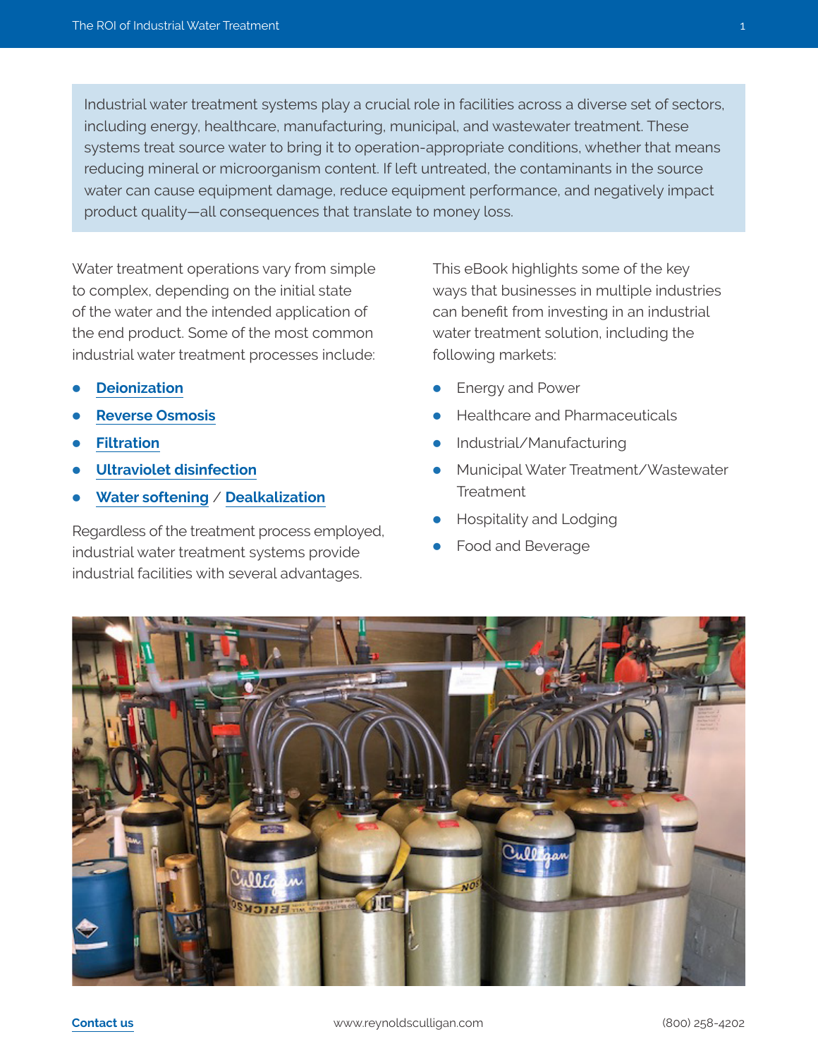Industrial water treatment systems play a crucial role in facilities across a diverse set of sectors, including energy, healthcare, manufacturing, municipal, and wastewater treatment. These systems treat source water to bring it to operation-appropriate conditions, whether that means reducing mineral or microorganism content. If left untreated, the contaminants in the source water can cause equipment damage, reduce equipment performance, and negatively impact product quality—all consequences that translate to money loss.

Water treatment operations vary from simple to complex, depending on the initial state of the water and the intended application of the end product. Some of the most common industrial water treatment processes include:

- **Deionization**
- **Reverse Osmosis**
- **Filtration**
- **Ultraviolet disinfection**
- **Water softening** / **Dealkalization**

Regardless of the treatment process employed, industrial water treatment systems provide industrial facilities with several advantages.

This eBook highlights some of the key ways that businesses in multiple industries can benefit from investing in an industrial water treatment solution, including the following markets:

- Energy and Power
- Healthcare and Pharmaceuticals
- Industrial/Manufacturing
- Municipal Water Treatment/Wastewater Treatment
- Hospitality and Lodging
- Food and Beverage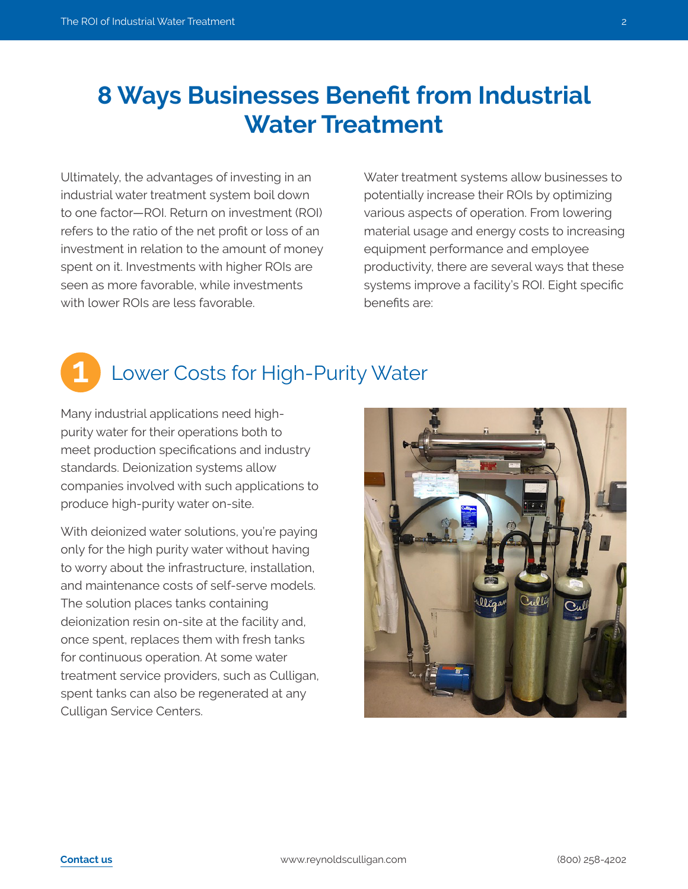# 8 Ways Businesses Benefit from Industrial Water Treatment

Ultimately, the advantages of investing in an industrial water treatment system boil down to one factor—ROI. Return on investment (ROI) refers to the ratio of the net profit or loss of an investment in relation to the amount of money spent on it. Investments with higher ROIs are seen as more favorable, while investments with lower ROIs are less favorable.

Water treatment systems allow businesses to potentially increase their ROIs by optimizing various aspects of operation. From lowering material usage and energy costs to increasing equipment performance and employee productivity, there are several ways that these systems improve a facility's ROI. Eight specific benefits are:

## 1 Lower Costs for High-Purity Water

Many industrial applications need high-purity water for their operations both to meet production specifications and industry standards. Deionization systems allow companies involved with such applications to produce high-purity water on-site.

With deionized water solutions, you're paying only for the high purity water without having to worry about the infrastructure, installation, and maintenance costs of self-serve models. The solution places tanks containing deionization resin on-site at the facility and, once spent, replaces them with fresh tanks for continuous operation. At some water treatment service providers, such as Culligan, spent tanks can also be regenerated at any Culligan Service Centers.

Contact us www.reynoldsculligan.com (800) 258-4202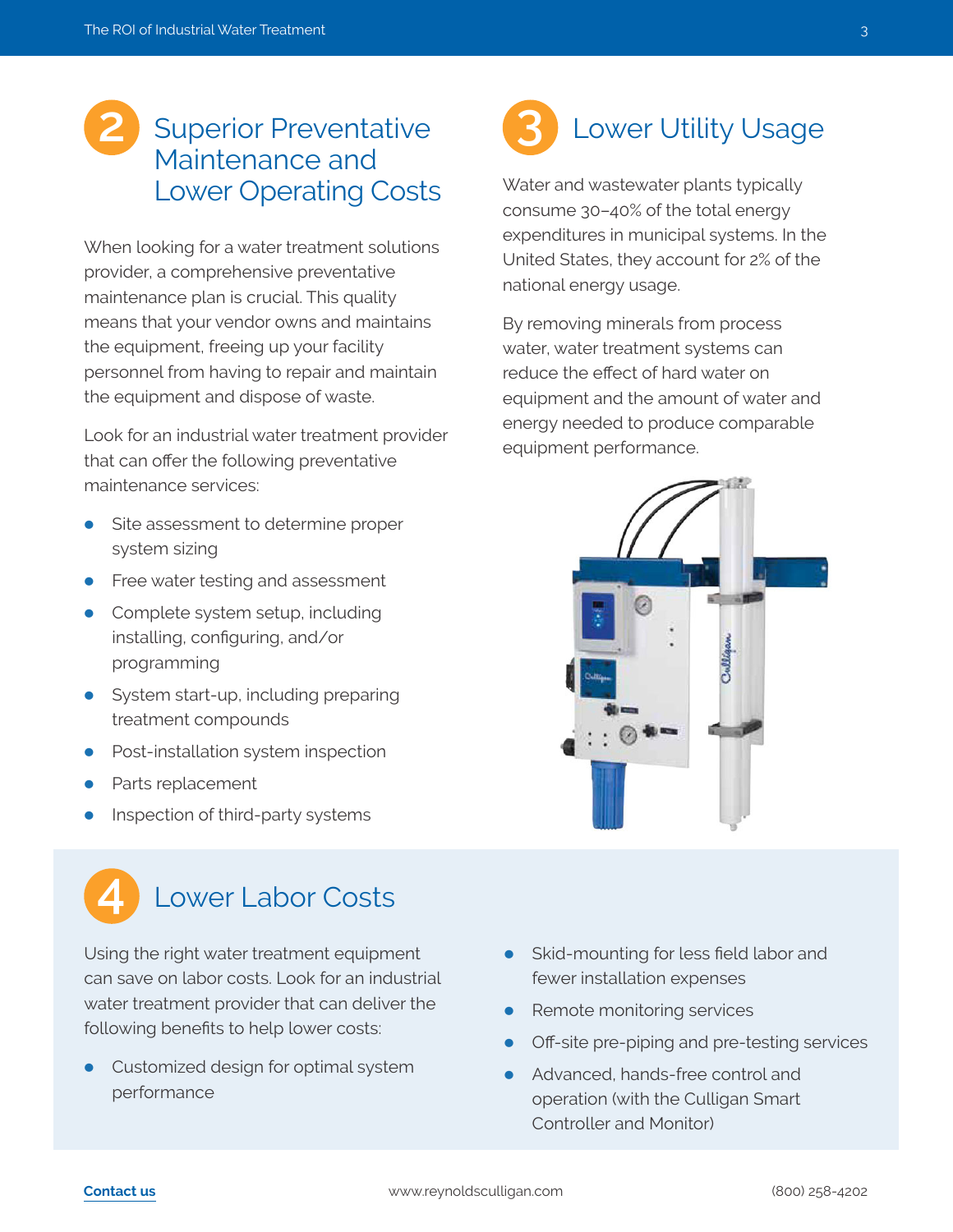## 2 Superior Preventative Maintenance and Lower Operating Costs

When looking for a water treatment solutions provider, a comprehensive preventative maintenance plan is crucial. This quality means that your vendor owns and maintains the equipment, freeing up your facility personnel from having to repair and maintain the equipment and dispose of waste.

Look for an industrial water treatment provider that can offer the following preventative maintenance services:

- Site assessment to determine proper system sizing
- Free water testing and assessment
- Complete system setup, including installing, configuring, and/or programming
- System start-up, including preparing treatment compounds
- Post-installation system inspection
- Parts replacement
- Inspection of third-party systems

## 3 Lower Utility Usage

Water and wastewater plants typically consume 30–40% of the total energy expenditures in municipal systems. In the United States, they account for 2% of the national energy usage.

By removing minerals from process water, water treatment systems can reduce the effect of hard water on equipment and the amount of water and energy needed to produce comparable equipment performance.

## 4 Lower Labor Costs

Using the right water treatment equipment can save on labor costs. Look for an industrial water treatment provider that can deliver the following benefits to help lower costs:

- Customized design for optimal system performance
- Skid-mounting for less field labor and fewer installation expenses
- Remote monitoring services
- Off-site pre-piping and pre-testing services
- Advanced, hands-free control and operation (with the Culligan Smart Controller and Monitor)

Contact us www.reynoldsculligan.com (800) 258-4202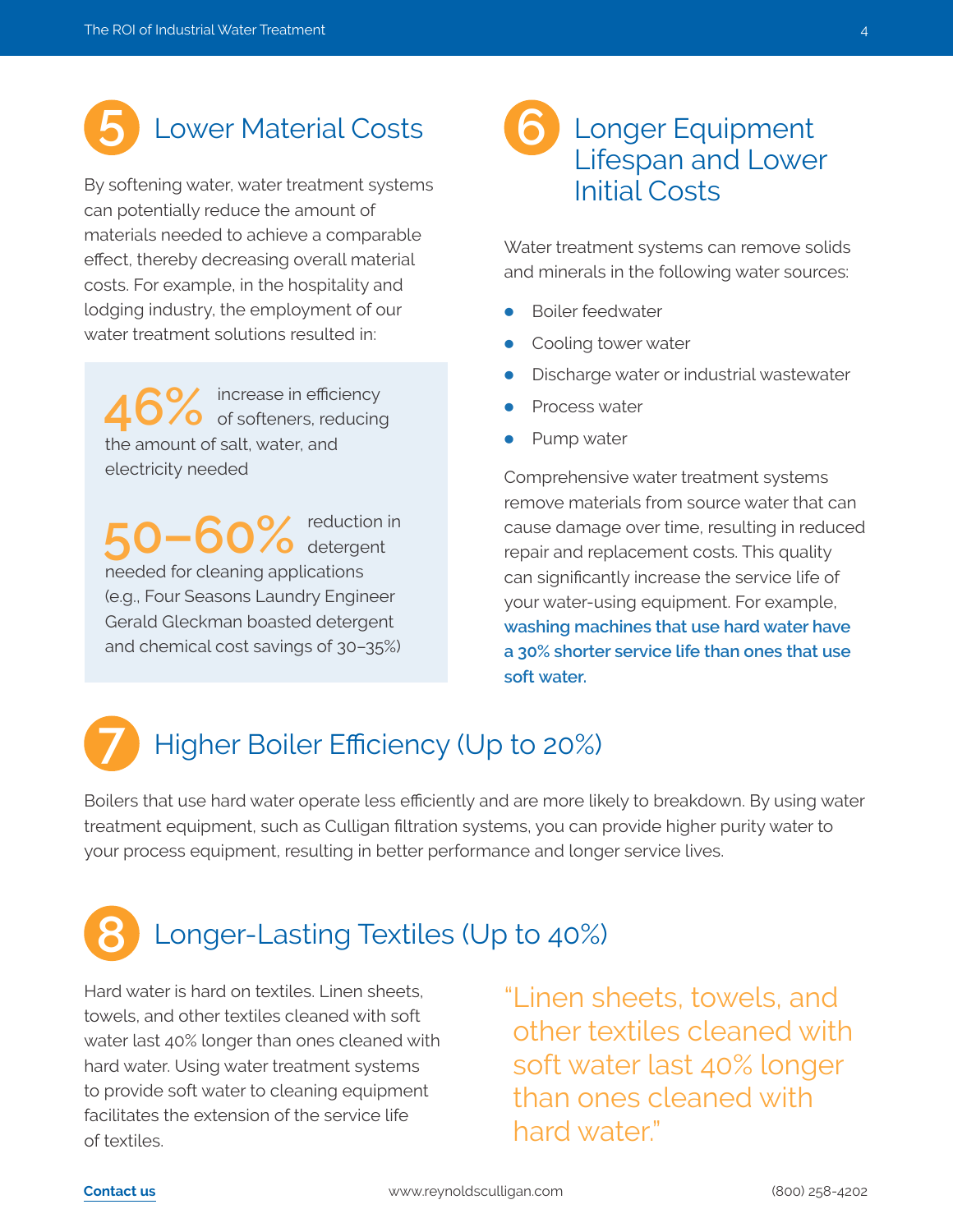## 5 Lower Material Costs

By softening water, water treatment systems can potentially reduce the amount of materials needed to achieve a comparable effect, thereby decreasing overall material costs. For example, in the hospitality and lodging industry, the employment of our water treatment solutions resulted in:

**46%** increase in efficiency of softeners, reducing the amount of salt, water, and electricity needed

**50–60%** reduction in detergent needed for cleaning applications (e.g., Four Seasons Laundry Engineer Gerald Gleckman boasted detergent and chemical cost savings of 30–35%)

## 6 Longer Equipment Lifespan and Lower Initial Costs

Water treatment systems can remove solids and minerals in the following water sources:

- Boiler feedwater
- Cooling tower water
- Discharge water or industrial wastewater
- Process water
- Pump water

Comprehensive water treatment systems remove materials from source water that can cause damage over time, resulting in reduced repair and replacement costs. This quality can significantly increase the service life of your water-using equipment. For example, **washing machines that use hard water have a 30% shorter service life than ones that use soft water.**

## 7 Higher Boiler Efficiency (Up to 20%)

Boilers that use hard water operate less efficiently and are more likely to breakdown. By using water treatment equipment, such as Culligan filtration systems, you can provide higher purity water to your process equipment, resulting in better performance and longer service lives.

## 8 Longer-Lasting Textiles (Up to 40%)

Hard water is hard on textiles. Linen sheets, towels, and other textiles cleaned with soft water last 40% longer than ones cleaned with hard water. Using water treatment systems to provide soft water to cleaning equipment facilitates the extension of the service life of textiles.

> "Linen sheets, towels, and other textiles cleaned with soft water last 40% longer than ones cleaned with hard water."

Contact us www.reynoldsculligan.com (800) 258-4202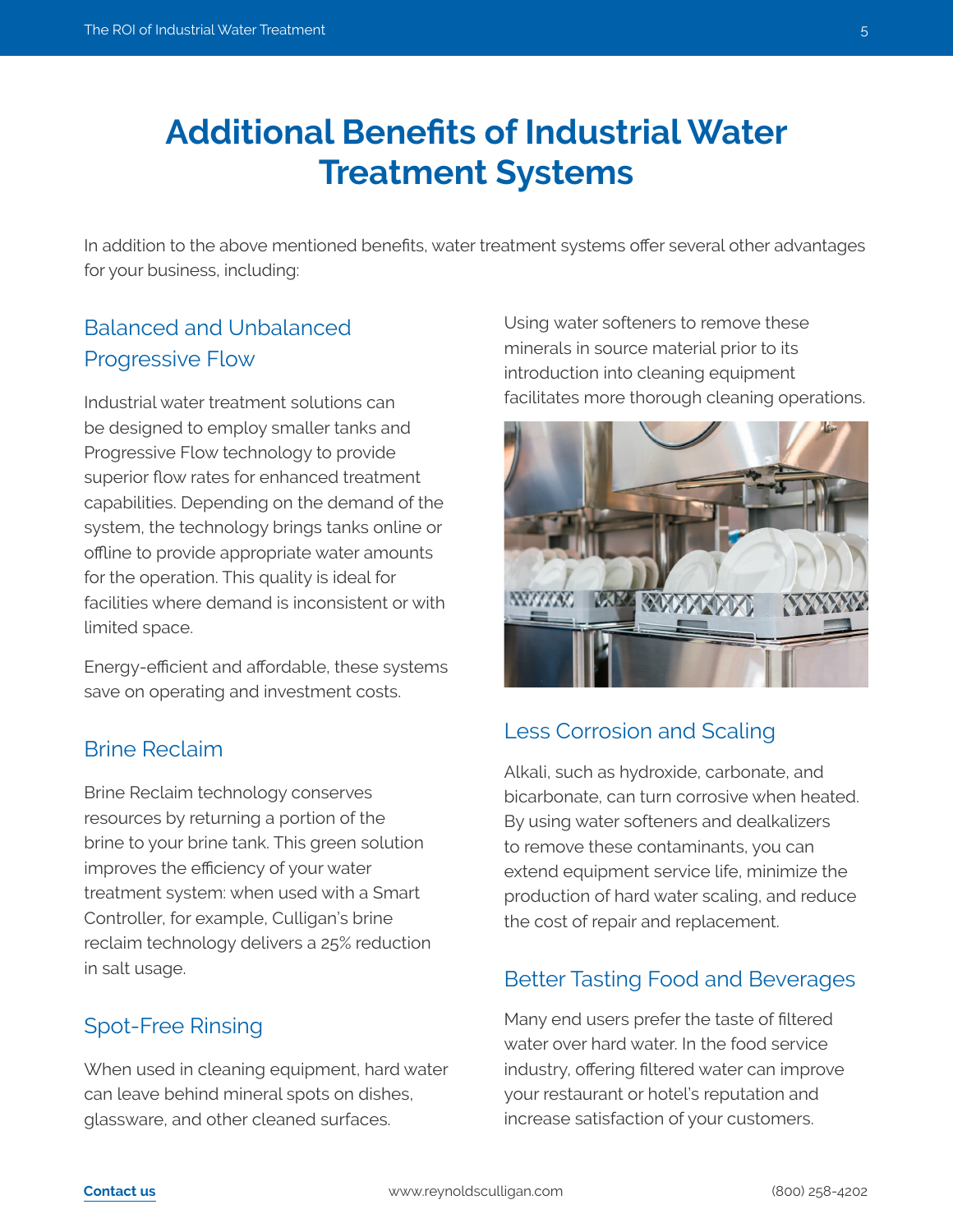# Additional Benefits of Industrial Water Treatment Systems

In addition to the above mentioned benefits, water treatment systems offer several other advantages for your business, including:

## Balanced and Unbalanced Progressive Flow

Industrial water treatment solutions can be designed to employ smaller tanks and Progressive Flow technology to provide superior flow rates for enhanced treatment capabilities. Depending on the demand of the system, the technology brings tanks online or offline to provide appropriate water amounts for the operation. This quality is ideal for facilities where demand is inconsistent or with limited space.

Energy-efficient and affordable, these systems save on operating and investment costs.

## Brine Reclaim

Brine Reclaim technology conserves resources by returning a portion of the brine to your brine tank. This green solution improves the efficiency of your water treatment system: when used with a Smart Controller, for example, Culligan's brine reclaim technology delivers a 25% reduction in salt usage.

## Spot-Free Rinsing

When used in cleaning equipment, hard water can leave behind mineral spots on dishes, glassware, and other cleaned surfaces. Using water softeners to remove these minerals in source material prior to its introduction into cleaning equipment facilitates more thorough cleaning operations.

## Less Corrosion and Scaling

Alkali, such as hydroxide, carbonate, and bicarbonate, can turn corrosive when heated. By using water softeners and dealkalizers to remove these contaminants, you can extend equipment service life, minimize the production of hard water scaling, and reduce the cost of repair and replacement.

## Better Tasting Food and Beverages

Many end users prefer the taste of filtered water over hard water. In the food service industry, offering filtered water can improve your restaurant or hotel's reputation and increase satisfaction of your customers.

**Contact us** www.reynoldsculligan.com (800) 258-4202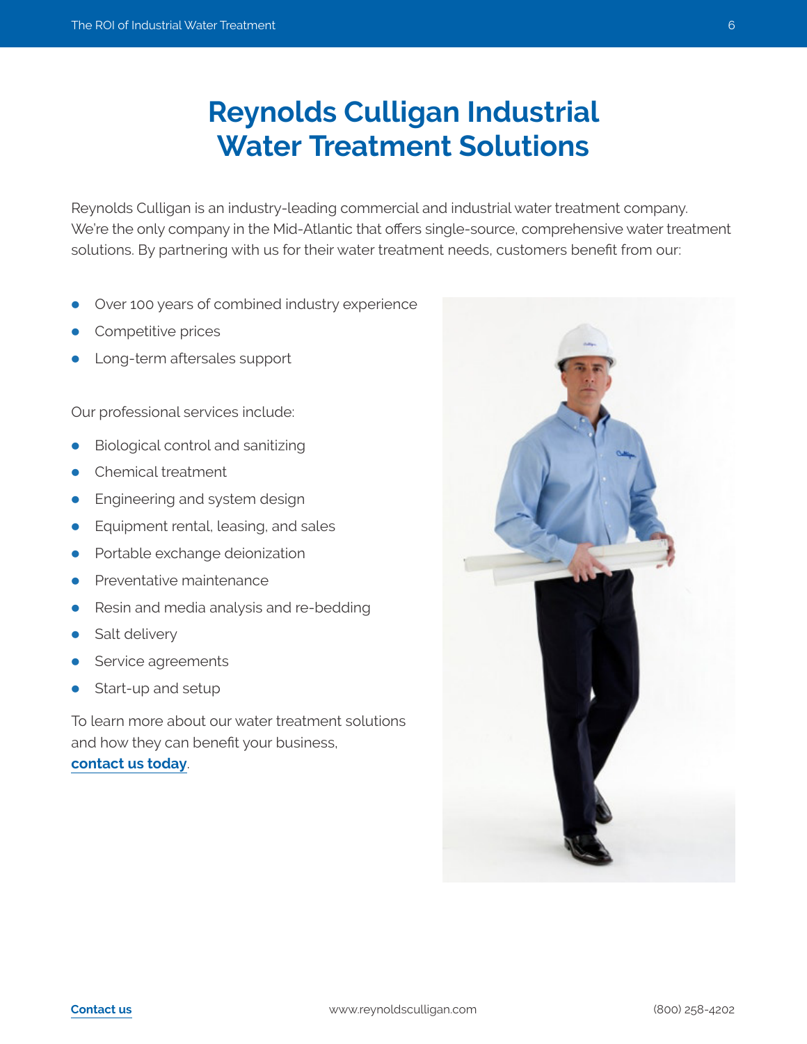# Reynolds Culligan Industrial Water Treatment Solutions

Reynolds Culligan is an industry-leading commercial and industrial water treatment company. We're the only company in the Mid-Atlantic that offers single-source, comprehensive water treatment solutions. By partnering with us for their water treatment needs, customers benefit from our:

- Over 100 years of combined industry experience
- Competitive prices
- Long-term aftersales support

Our professional services include:

- Biological control and sanitizing
- Chemical treatment
- Engineering and system design
- Equipment rental, leasing, and sales
- Portable exchange deionization
- Preventative maintenance
- Resin and media analysis and re-bedding
- Salt delivery
- Service agreements
- Start-up and setup

To learn more about our water treatment solutions and how they can benefit your business, **contact us today**.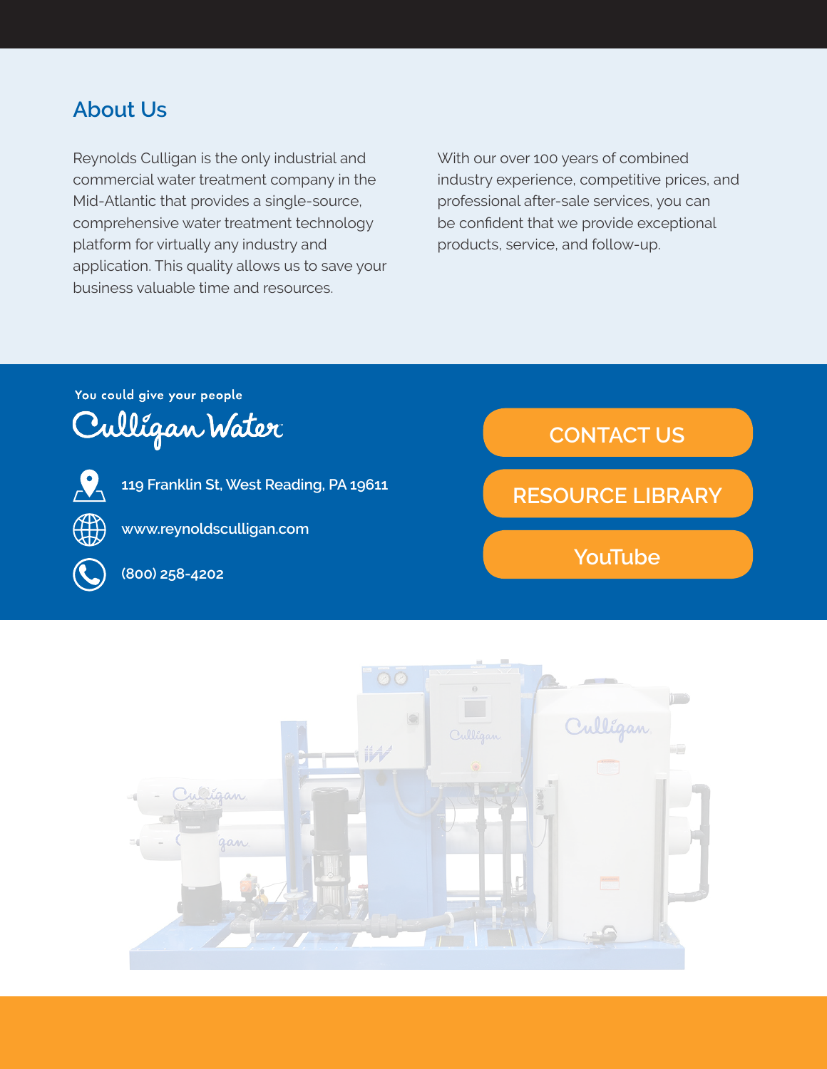## About Us

Reynolds Culligan is the only industrial and commercial water treatment company in the Mid-Atlantic that provides a single-source, comprehensive water treatment technology platform for virtually any industry and application. This quality allows us to save your business valuable time and resources.

With our over 100 years of combined industry experience, competitive prices, and professional after-sale services, you can be confident that we provide exceptional products, service, and follow-up.

You could give your people Culligan Water.

119 Franklin St, West Reading, PA 19611

www.reynoldsculligan.com

(800) 258-4202

CONTACT US

RESOURCE LIBRARY

YouTube